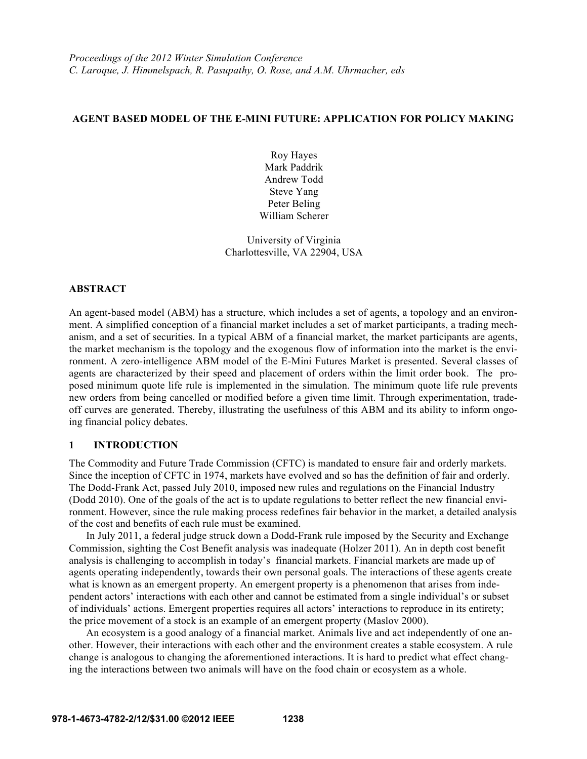*Proceedings of the 2012 Winter Simulation Conference*
*C. Laroque, J. Himmelspach, R. Pasupathy, O. Rose, and A.M. Uhrmacher, eds*

# AGENT BASED MODEL OF THE E-MINI FUTURE: APPLICATION FOR POLICY MAKING

Roy Hayes
Mark Paddrik
Andrew Todd
Steve Yang
Peter Beling
William Scherer

University of Virginia
Charlottesville, VA 22904, USA

## ABSTRACT

An agent-based model (ABM) has a structure, which includes a set of agents, a topology and an environment. A simplified conception of a financial market includes a set of market participants, a trading mechanism, and a set of securities. In a typical ABM of a financial market, the market participants are agents, the market mechanism is the topology and the exogenous flow of information into the market is the environment. A zero-intelligence ABM model of the E-Mini Futures Market is presented. Several classes of agents are characterized by their speed and placement of orders within the limit order book. The proposed minimum quote life rule is implemented in the simulation. The minimum quote life rule prevents new orders from being cancelled or modified before a given time limit. Through experimentation, trade-off curves are generated. Thereby, illustrating the usefulness of this ABM and its ability to inform ongoing financial policy debates.

## 1 INTRODUCTION

The Commodity and Future Trade Commission (CFTC) is mandated to ensure fair and orderly markets. Since the inception of CFTC in 1974, markets have evolved and so has the definition of fair and orderly. The Dodd-Frank Act, passed July 2010, imposed new rules and regulations on the Financial Industry (Dodd 2010). One of the goals of the act is to update regulations to better reflect the new financial environment. However, since the rule making process redefines fair behavior in the market, a detailed analysis of the cost and benefits of each rule must be examined.

In July 2011, a federal judge struck down a Dodd-Frank rule imposed by the Security and Exchange Commission, sighting the Cost Benefit analysis was inadequate (Holzer 2011). An in depth cost benefit analysis is challenging to accomplish in today's financial markets. Financial markets are made up of agents operating independently, towards their own personal goals. The interactions of these agents create what is known as an emergent property. An emergent property is a phenomenon that arises from independent actors' interactions with each other and cannot be estimated from a single individual's or subset of individuals' actions. Emergent properties requires all actors' interactions to reproduce in its entirety; the price movement of a stock is an example of an emergent property (Maslov 2000).

An ecosystem is a good analogy of a financial market. Animals live and act independently of one another. However, their interactions with each other and the environment creates a stable ecosystem. A rule change is analogous to changing the aforementioned interactions. It is hard to predict what effect changing the interactions between two animals will have on the food chain or ecosystem as a whole.

978-1-4673-4782-2/12/$31.00 ©2012 IEEE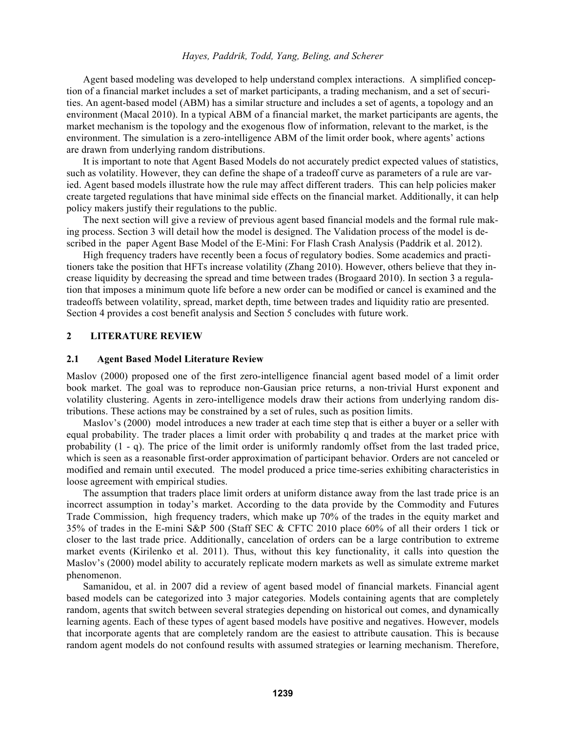Agent based modeling was developed to help understand complex interactions. A simplified conception of a financial market includes a set of market participants, a trading mechanism, and a set of securities. An agent-based model (ABM) has a similar structure and includes a set of agents, a topology and an environment (Macal 2010). In a typical ABM of a financial market, the market participants are agents, the market mechanism is the topology and the exogenous flow of information, relevant to the market, is the environment. The simulation is a zero-intelligence ABM of the limit order book, where agents' actions are drawn from underlying random distributions.

It is important to note that Agent Based Models do not accurately predict expected values of statistics, such as volatility. However, they can define the shape of a tradeoff curve as parameters of a rule are varied. Agent based models illustrate how the rule may affect different traders. This can help policies maker create targeted regulations that have minimal side effects on the financial market. Additionally, it can help policy makers justify their regulations to the public.

The next section will give a review of previous agent based financial models and the formal rule making process. Section 3 will detail how the model is designed. The Validation process of the model is described in the paper Agent Base Model of the E-Mini: For Flash Crash Analysis (Paddrik et al. 2012).

High frequency traders have recently been a focus of regulatory bodies. Some academics and practitioners take the position that HFTs increase volatility (Zhang 2010). However, others believe that they increase liquidity by decreasing the spread and time between trades (Brogaard 2010). In section 3 a regulation that imposes a minimum quote life before a new order can be modified or cancel is examined and the tradeoffs between volatility, spread, market depth, time between trades and liquidity ratio are presented. Section 4 provides a cost benefit analysis and Section 5 concludes with future work.

## 2 LITERATURE REVIEW

### 2.1 Agent Based Model Literature Review

Maslov (2000) proposed one of the first zero-intelligence financial agent based model of a limit order book market. The goal was to reproduce non-Gausian price returns, a non-trivial Hurst exponent and volatility clustering. Agents in zero-intelligence models draw their actions from underlying random distributions. These actions may be constrained by a set of rules, such as position limits.

Maslov's (2000) model introduces a new trader at each time step that is either a buyer or a seller with equal probability. The trader places a limit order with probability q and trades at the market price with probability (1 - q). The price of the limit order is uniformly randomly offset from the last traded price, which is seen as a reasonable first-order approximation of participant behavior. Orders are not canceled or modified and remain until executed. The model produced a price time-series exhibiting characteristics in loose agreement with empirical studies.

The assumption that traders place limit orders at uniform distance away from the last trade price is an incorrect assumption in today's market. According to the data provide by the Commodity and Futures Trade Commission, high frequency traders, which make up 70% of the trades in the equity market and 35% of trades in the E-mini S&P 500 (Staff SEC & CFTC 2010 place 60% of all their orders 1 tick or closer to the last trade price. Additionally, cancelation of orders can be a large contribution to extreme market events (Kirilenko et al. 2011). Thus, without this key functionality, it calls into question the Maslov's (2000) model ability to accurately replicate modern markets as well as simulate extreme market phenomenon.

Samanidou, et al. in 2007 did a review of agent based model of financial markets. Financial agent based models can be categorized into 3 major categories. Models containing agents that are completely random, agents that switch between several strategies depending on historical out comes, and dynamically learning agents. Each of these types of agent based models have positive and negatives. However, models that incorporate agents that are completely random are the easiest to attribute causation. This is because random agent models do not confound results with assumed strategies or learning mechanism. Therefore,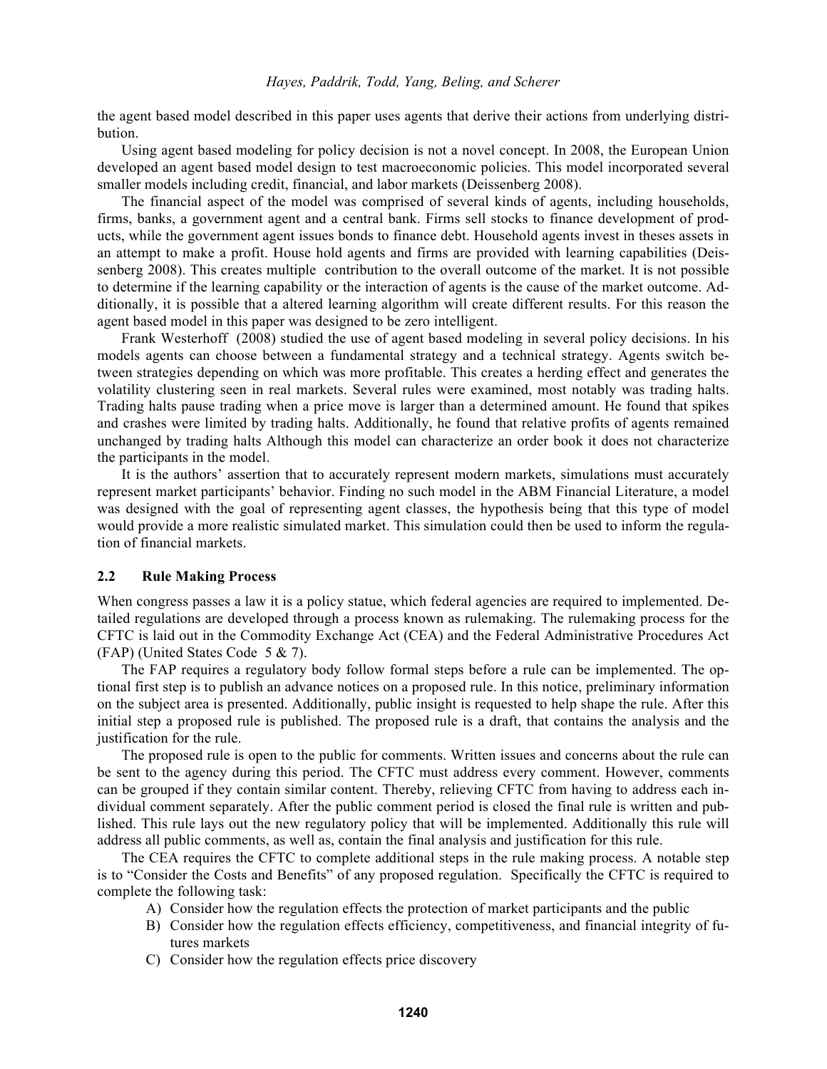the agent based model described in this paper uses agents that derive their actions from underlying distribution.

Using agent based modeling for policy decision is not a novel concept. In 2008, the European Union developed an agent based model design to test macroeconomic policies. This model incorporated several smaller models including credit, financial, and labor markets (Deissenberg 2008).

The financial aspect of the model was comprised of several kinds of agents, including households, firms, banks, a government agent and a central bank. Firms sell stocks to finance development of products, while the government agent issues bonds to finance debt. Household agents invest in theses assets in an attempt to make a profit. House hold agents and firms are provided with learning capabilities (Deissenberg 2008). This creates multiple contribution to the overall outcome of the market. It is not possible to determine if the learning capability or the interaction of agents is the cause of the market outcome. Additionally, it is possible that a altered learning algorithm will create different results. For this reason the agent based model in this paper was designed to be zero intelligent.

Frank Westerhoff (2008) studied the use of agent based modeling in several policy decisions. In his models agents can choose between a fundamental strategy and a technical strategy. Agents switch between strategies depending on which was more profitable. This creates a herding effect and generates the volatility clustering seen in real markets. Several rules were examined, most notably was trading halts. Trading halts pause trading when a price move is larger than a determined amount. He found that spikes and crashes were limited by trading halts. Additionally, he found that relative profits of agents remained unchanged by trading halts Although this model can characterize an order book it does not characterize the participants in the model.

It is the authors' assertion that to accurately represent modern markets, simulations must accurately represent market participants' behavior. Finding no such model in the ABM Financial Literature, a model was designed with the goal of representing agent classes, the hypothesis being that this type of model would provide a more realistic simulated market. This simulation could then be used to inform the regulation of financial markets.

### 2.2 Rule Making Process

When congress passes a law it is a policy statue, which federal agencies are required to implemented. Detailed regulations are developed through a process known as rulemaking. The rulemaking process for the CFTC is laid out in the Commodity Exchange Act (CEA) and the Federal Administrative Procedures Act (FAP) (United States Code 5 & 7).

The FAP requires a regulatory body follow formal steps before a rule can be implemented. The optional first step is to publish an advance notices on a proposed rule. In this notice, preliminary information on the subject area is presented. Additionally, public insight is requested to help shape the rule. After this initial step a proposed rule is published. The proposed rule is a draft, that contains the analysis and the justification for the rule.

The proposed rule is open to the public for comments. Written issues and concerns about the rule can be sent to the agency during this period. The CFTC must address every comment. However, comments can be grouped if they contain similar content. Thereby, relieving CFTC from having to address each individual comment separately. After the public comment period is closed the final rule is written and published. This rule lays out the new regulatory policy that will be implemented. Additionally this rule will address all public comments, as well as, contain the final analysis and justification for this rule.

The CEA requires the CFTC to complete additional steps in the rule making process. A notable step is to "Consider the Costs and Benefits" of any proposed regulation. Specifically the CFTC is required to complete the following task:

A) Consider how the regulation effects the protection of market participants and the public
B) Consider how the regulation effects efficiency, competitiveness, and financial integrity of futures markets
C) Consider how the regulation effects price discovery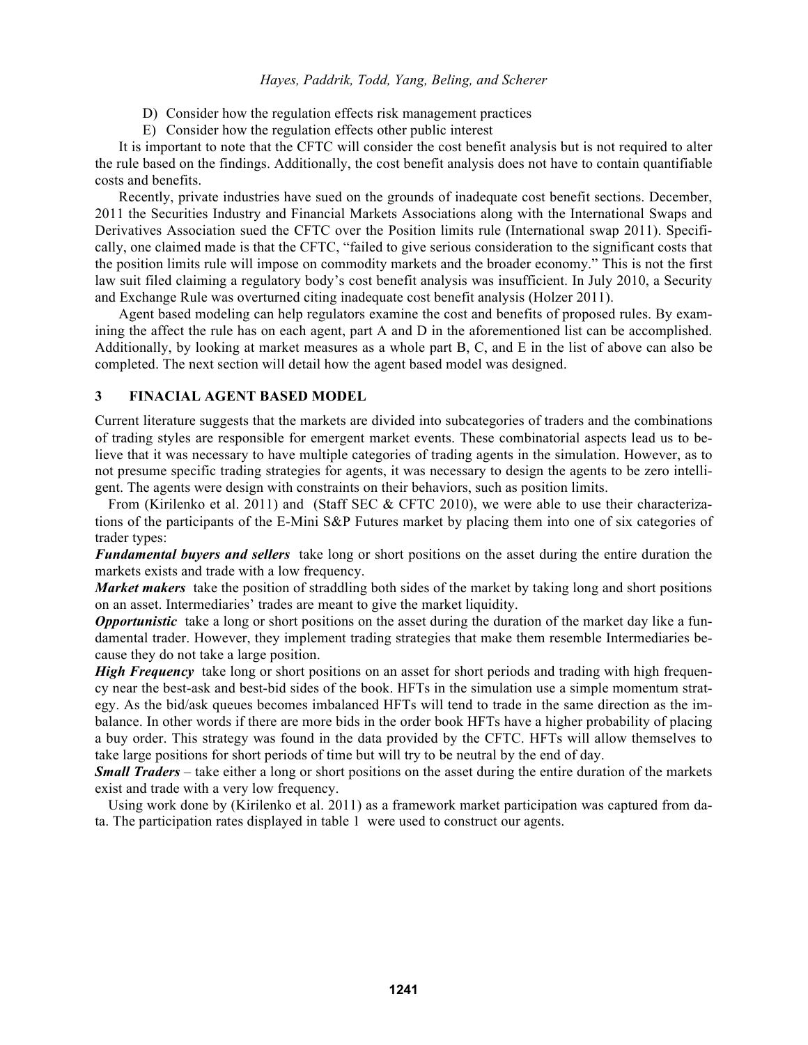D) Consider how the regulation effects risk management practices
E) Consider how the regulation effects other public interest

It is important to note that the CFTC will consider the cost benefit analysis but is not required to alter the rule based on the findings. Additionally, the cost benefit analysis does not have to contain quantifiable costs and benefits.

Recently, private industries have sued on the grounds of inadequate cost benefit sections. December, 2011 the Securities Industry and Financial Markets Associations along with the International Swaps and Derivatives Association sued the CFTC over the Position limits rule (International swap 2011). Specifically, one claimed made is that the CFTC, "failed to give serious consideration to the significant costs that the position limits rule will impose on commodity markets and the broader economy." This is not the first law suit filed claiming a regulatory body's cost benefit analysis was insufficient. In July 2010, a Security and Exchange Rule was overturned citing inadequate cost benefit analysis (Holzer 2011).

Agent based modeling can help regulators examine the cost and benefits of proposed rules. By examining the affect the rule has on each agent, part A and D in the aforementioned list can be accomplished. Additionally, by looking at market measures as a whole part B, C, and E in the list of above can also be completed. The next section will detail how the agent based model was designed.

## 3 FINACIAL AGENT BASED MODEL

Current literature suggests that the markets are divided into subcategories of traders and the combinations of trading styles are responsible for emergent market events. These combinatorial aspects lead us to believe that it was necessary to have multiple categories of trading agents in the simulation. However, as to not presume specific trading strategies for agents, it was necessary to design the agents to be zero intelligent. The agents were design with constraints on their behaviors, such as position limits.

From (Kirilenko et al. 2011) and (Staff SEC & CFTC 2010), we were able to use their characterizations of the participants of the E-Mini S&P Futures market by placing them into one of six categories of trader types:

***Fundamental buyers and sellers*** take long or short positions on the asset during the entire duration the markets exists and trade with a low frequency.

***Market makers*** take the position of straddling both sides of the market by taking long and short positions on an asset. Intermediaries' trades are meant to give the market liquidity.

***Opportunistic*** take a long or short positions on the asset during the duration of the market day like a fundamental trader. However, they implement trading strategies that make them resemble Intermediaries because they do not take a large position.

***High Frequency*** take long or short positions on an asset for short periods and trading with high frequency near the best-ask and best-bid sides of the book. HFTs in the simulation use a simple momentum strategy. As the bid/ask queues becomes imbalanced HFTs will tend to trade in the same direction as the imbalance. In other words if there are more bids in the order book HFTs have a higher probability of placing a buy order. This strategy was found in the data provided by the CFTC. HFTs will allow themselves to take large positions for short periods of time but will try to be neutral by the end of day.

***Small Traders*** – take either a long or short positions on the asset during the entire duration of the markets exist and trade with a very low frequency.

Using work done by (Kirilenko et al. 2011) as a framework market participation was captured from data. The participation rates displayed in table 1 were used to construct our agents.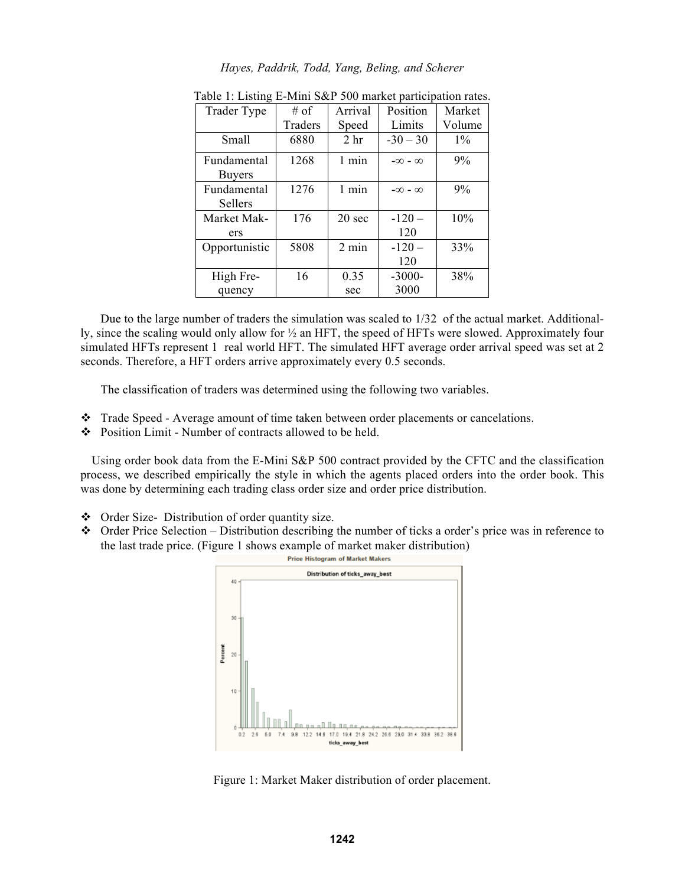Table 1: Listing E-Mini S&P 500 market participation rates.

| Trader Type | # of Traders | Arrival Speed | Position Limits | Market Volume |
|---|---|---|---|---|
| Small | 6880 | 2 hr | -30 – 30 | 1% |
| Fundamental Buyers | 1268 | 1 min | -∞ - ∞ | 9% |
| Fundamental Sellers | 1276 | 1 min | -∞ - ∞ | 9% |
| Market Makers | 176 | 20 sec | -120 – 120 | 10% |
| Opportunistic | 5808 | 2 min | -120 – 120 | 33% |
| High Frequency | 16 | 0.35 sec | -3000-3000 | 38% |

Due to the large number of traders the simulation was scaled to 1/32 of the actual market. Additionally, since the scaling would only allow for ½ an HFT, the speed of HFTs were slowed. Approximately four simulated HFTs represent 1 real world HFT. The simulated HFT average order arrival speed was set at 2 seconds. Therefore, a HFT orders arrive approximately every 0.5 seconds.

The classification of traders was determined using the following two variables.

- Trade Speed - Average amount of time taken between order placements or cancelations.
- Position Limit - Number of contracts allowed to be held.

Using order book data from the E-Mini S&P 500 contract provided by the CFTC and the classification process, we described empirically the style in which the agents placed orders into the order book. This was done by determining each trading class order size and order price distribution.

- Order Size- Distribution of order quantity size.
- Order Price Selection – Distribution describing the number of ticks a order's price was in reference to the last trade price. (Figure 1 shows example of market maker distribution)

Price Histogram of Market Makers

Distribution of ticks_away_best

Percent

0
10
20
30
40

0.2 2.6 5.0 7.4 9.8 12.2 14.6 17.0 19.4 21.8 24.2 26.6 29.0 31.4 33.8 36.2 38.6

ticks_away_best

Figure 1: Market Maker distribution of order placement.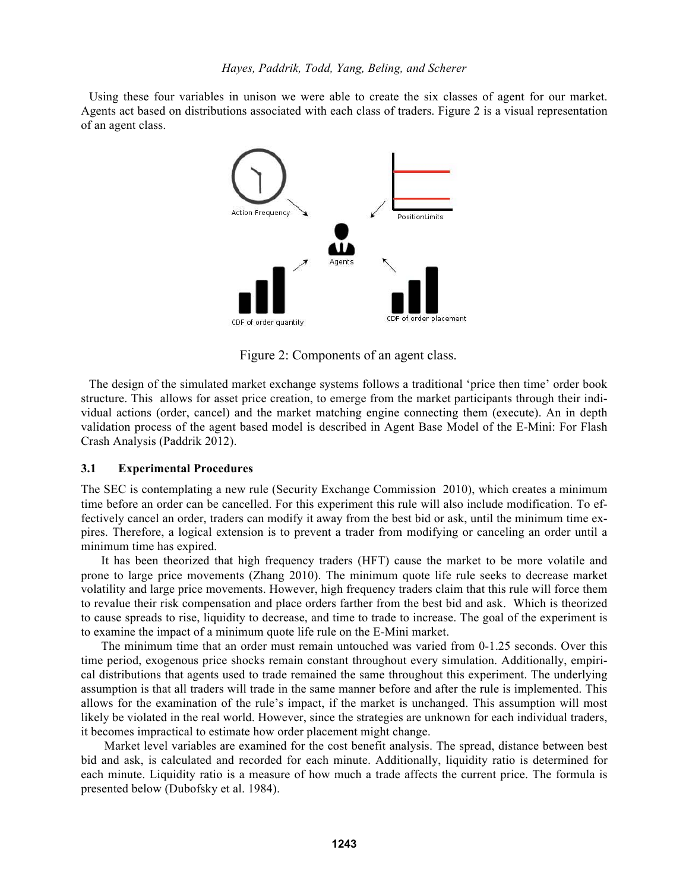Using these four variables in unison we were able to create the six classes of agent for our market. Agents act based on distributions associated with each class of traders. Figure 2 is a visual representation of an agent class.

Action Frequency

PositionLimits

Agents

CDF of order quantity

CDF of order placement

Figure 2: Components of an agent class.

The design of the simulated market exchange systems follows a traditional 'price then time' order book structure. This allows for asset price creation, to emerge from the market participants through their individual actions (order, cancel) and the market matching engine connecting them (execute). An in depth validation process of the agent based model is described in Agent Base Model of the E-Mini: For Flash Crash Analysis (Paddrik 2012).

### 3.1 Experimental Procedures

The SEC is contemplating a new rule (Security Exchange Commission 2010), which creates a minimum time before an order can be cancelled. For this experiment this rule will also include modification. To effectively cancel an order, traders can modify it away from the best bid or ask, until the minimum time expires. Therefore, a logical extension is to prevent a trader from modifying or canceling an order until a minimum time has expired.

It has been theorized that high frequency traders (HFT) cause the market to be more volatile and prone to large price movements (Zhang 2010). The minimum quote life rule seeks to decrease market volatility and large price movements. However, high frequency traders claim that this rule will force them to revalue their risk compensation and place orders farther from the best bid and ask. Which is theorized to cause spreads to rise, liquidity to decrease, and time to trade to increase. The goal of the experiment is to examine the impact of a minimum quote life rule on the E-Mini market.

The minimum time that an order must remain untouched was varied from 0-1.25 seconds. Over this time period, exogenous price shocks remain constant throughout every simulation. Additionally, empirical distributions that agents used to trade remained the same throughout this experiment. The underlying assumption is that all traders will trade in the same manner before and after the rule is implemented. This allows for the examination of the rule's impact, if the market is unchanged. This assumption will most likely be violated in the real world. However, since the strategies are unknown for each individual traders, it becomes impractical to estimate how order placement might change.

Market level variables are examined for the cost benefit analysis. The spread, distance between best bid and ask, is calculated and recorded for each minute. Additionally, liquidity ratio is determined for each minute. Liquidity ratio is a measure of how much a trade affects the current price. The formula is presented below (Dubofsky et al. 1984).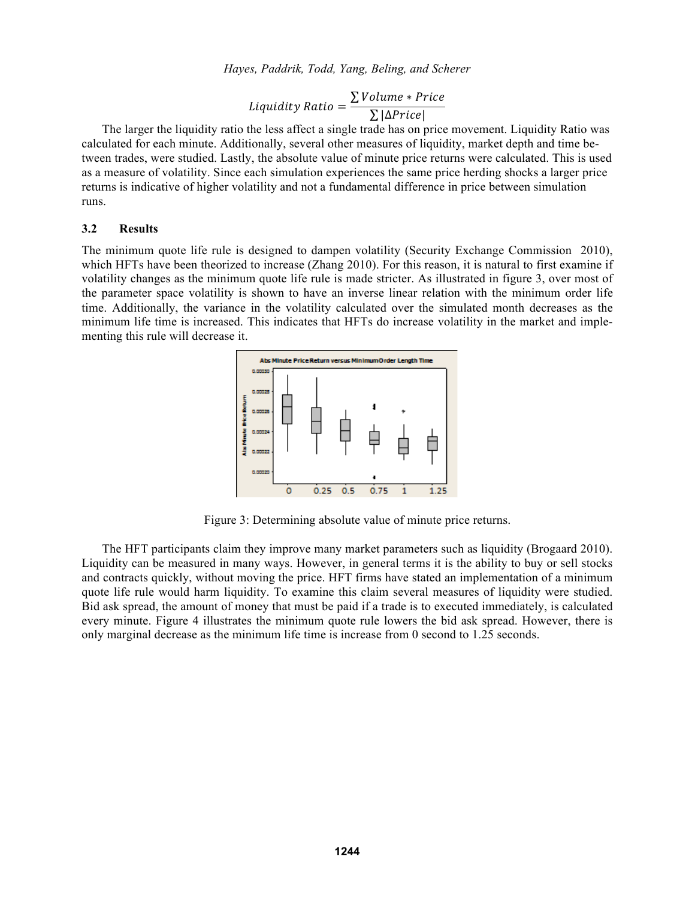$$Liquidity\ Ratio = \frac{\sum Volume * Price}{\sum |\Delta Price|}$$

The larger the liquidity ratio the less affect a single trade has on price movement. Liquidity Ratio was calculated for each minute. Additionally, several other measures of liquidity, market depth and time between trades, were studied. Lastly, the absolute value of minute price returns were calculated. This is used as a measure of volatility. Since each simulation experiences the same price herding shocks a larger price returns is indicative of higher volatility and not a fundamental difference in price between simulation runs.

### 3.2 Results

The minimum quote life rule is designed to dampen volatility (Security Exchange Commission 2010), which HFTs have been theorized to increase (Zhang 2010). For this reason, it is natural to first examine if volatility changes as the minimum quote life rule is made stricter. As illustrated in figure 3, over most of the parameter space volatility is shown to have an inverse linear relation with the minimum order life time. Additionally, the variance in the volatility calculated over the simulated month decreases as the minimum life time is increased. This indicates that HFTs do increase volatility in the market and implementing this rule will decrease it.

Abs Minute Price Return versus Minimum Order Length Time

Abs Minute Price Return

0.00030
0.00028
0.00026
0.00024
0.00022
0.00020

0 0.25 0.5 0.75 1 1.25

Figure 3: Determining absolute value of minute price returns.

The HFT participants claim they improve many market parameters such as liquidity (Brogaard 2010). Liquidity can be measured in many ways. However, in general terms it is the ability to buy or sell stocks and contracts quickly, without moving the price. HFT firms have stated an implementation of a minimum quote life rule would harm liquidity. To examine this claim several measures of liquidity were studied. Bid ask spread, the amount of money that must be paid if a trade is to executed immediately, is calculated every minute. Figure 4 illustrates the minimum quote rule lowers the bid ask spread. However, there is only marginal decrease as the minimum life time is increase from 0 second to 1.25 seconds.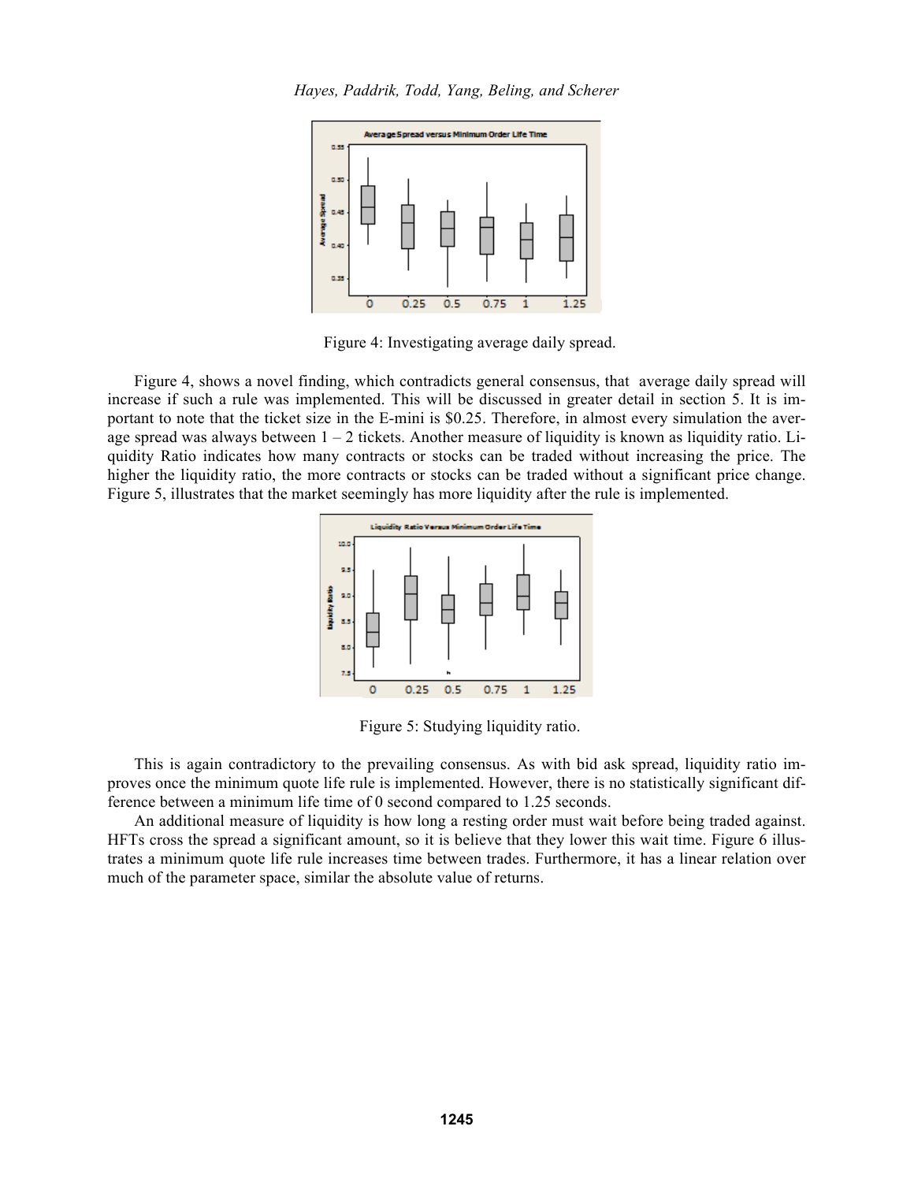Average Spread versus Minimum Order Life Time

Average Spread

0.55
0.50
0.45
0.40
0.35

0 0.25 0.5 0.75 1 1.25

Figure 4: Investigating average daily spread.

Figure 4, shows a novel finding, which contradicts general consensus, that average daily spread will increase if such a rule was implemented. This will be discussed in greater detail in section 5. It is important to note that the ticket size in the E-mini is $0.25. Therefore, in almost every simulation the average spread was always between 1 – 2 tickets. Another measure of liquidity is known as liquidity ratio. Liquidity Ratio indicates how many contracts or stocks can be traded without increasing the price. The higher the liquidity ratio, the more contracts or stocks can be traded without a significant price change. Figure 5, illustrates that the market seemingly has more liquidity after the rule is implemented.

Liquidity Ratio Versus Minimum Order Life Time

Liquidity Ratio

10.0
9.5
9.0
8.5
8.0
7.5

0 0.25 0.5 0.75 1 1.25

Figure 5: Studying liquidity ratio.

This is again contradictory to the prevailing consensus. As with bid ask spread, liquidity ratio improves once the minimum quote life rule is implemented. However, there is no statistically significant difference between a minimum life time of 0 second compared to 1.25 seconds.

An additional measure of liquidity is how long a resting order must wait before being traded against. HFTs cross the spread a significant amount, so it is believe that they lower this wait time. Figure 6 illustrates a minimum quote life rule increases time between trades. Furthermore, it has a linear relation over much of the parameter space, similar the absolute value of returns.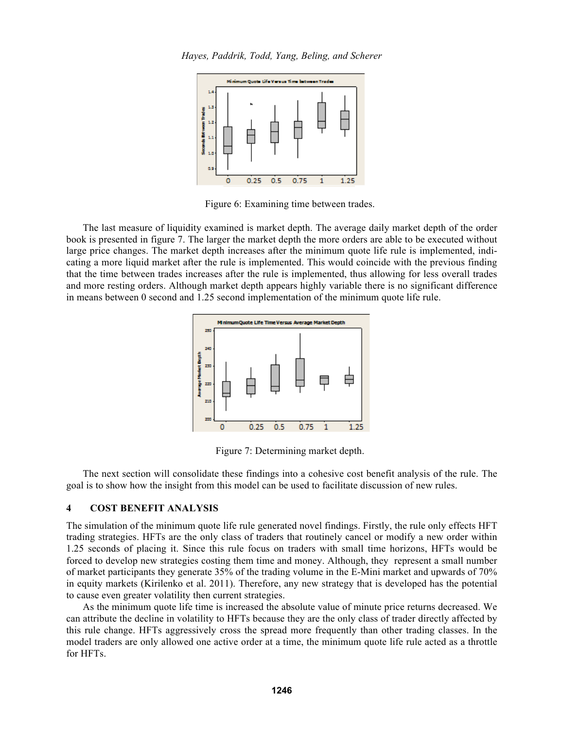Minimum Quote Life Versus Time between Trades

Seconds Between Trades

1.4
1.3
1.2
1.1
1.0
0.9

0 0.25 0.5 0.75 1 1.25

Figure 6: Examining time between trades.

The last measure of liquidity examined is market depth. The average daily market depth of the order book is presented in figure 7. The larger the market depth the more orders are able to be executed without large price changes. The market depth increases after the minimum quote life rule is implemented, indicating a more liquid market after the rule is implemented. This would coincide with the previous finding that the time between trades increases after the rule is implemented, thus allowing for less overall trades and more resting orders. Although market depth appears highly variable there is no significant difference in means between 0 second and 1.25 second implementation of the minimum quote life rule.

Minimum Quote Life Time Versus Average Market Depth

Average Market Depth

250
240
230
220
210
200

0 0.25 0.5 0.75 1 1.25

Figure 7: Determining market depth.

The next section will consolidate these findings into a cohesive cost benefit analysis of the rule. The goal is to show how the insight from this model can be used to facilitate discussion of new rules.

## 4 COST BENEFIT ANALYSIS

The simulation of the minimum quote life rule generated novel findings. Firstly, the rule only effects HFT trading strategies. HFTs are the only class of traders that routinely cancel or modify a new order within 1.25 seconds of placing it. Since this rule focus on traders with small time horizons, HFTs would be forced to develop new strategies costing them time and money. Although, they represent a small number of market participants they generate 35% of the trading volume in the E-Mini market and upwards of 70% in equity markets (Kirilenko et al. 2011). Therefore, any new strategy that is developed has the potential to cause even greater volatility then current strategies.

As the minimum quote life time is increased the absolute value of minute price returns decreased. We can attribute the decline in volatility to HFTs because they are the only class of trader directly affected by this rule change. HFTs aggressively cross the spread more frequently than other trading classes. In the model traders are only allowed one active order at a time, the minimum quote life rule acted as a throttle for HFTs.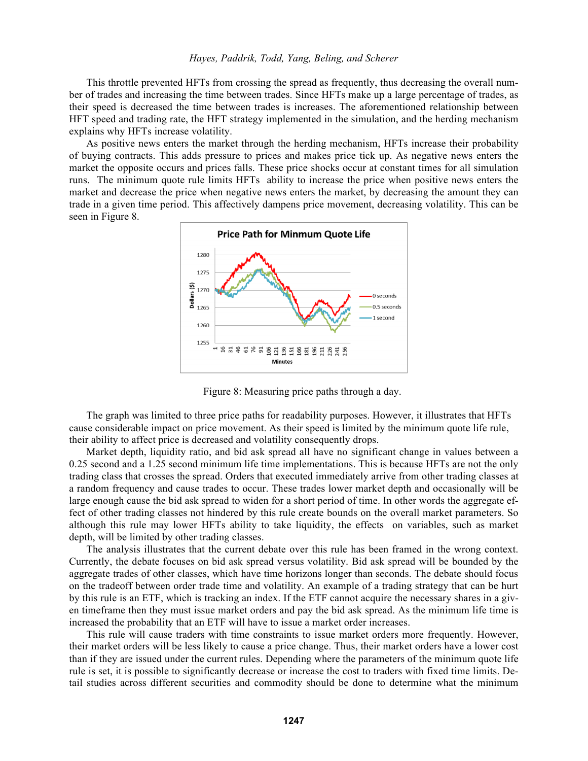This throttle prevented HFTs from crossing the spread as frequently, thus decreasing the overall number of trades and increasing the time between trades. Since HFTs make up a large percentage of trades, as their speed is decreased the time between trades is increases. The aforementioned relationship between HFT speed and trading rate, the HFT strategy implemented in the simulation, and the herding mechanism explains why HFTs increase volatility.

As positive news enters the market through the herding mechanism, HFTs increase their probability of buying contracts. This adds pressure to prices and makes price tick up. As negative news enters the market the opposite occurs and prices falls. These price shocks occur at constant times for all simulation runs. The minimum quote rule limits HFTs ability to increase the price when positive news enters the market and decrease the price when negative news enters the market, by decreasing the amount they can trade in a given time period. This affectively dampens price movement, decreasing volatility. This can be seen in Figure 8.

Price Path for Minmum Quote Life

1280
1275
1270
1265
1260
1255

Dollars ($)

1 16 31 46 61 76 91 106 121 136 151 166 181 196 211 226 241 256

Minutes

0 seconds
0.5 seconds
1 second

Figure 8: Measuring price paths through a day.

The graph was limited to three price paths for readability purposes. However, it illustrates that HFTs cause considerable impact on price movement. As their speed is limited by the minimum quote life rule, their ability to affect price is decreased and volatility consequently drops.

Market depth, liquidity ratio, and bid ask spread all have no significant change in values between a 0.25 second and a 1.25 second minimum life time implementations. This is because HFTs are not the only trading class that crosses the spread. Orders that executed immediately arrive from other trading classes at a random frequency and cause trades to occur. These trades lower market depth and occasionally will be large enough cause the bid ask spread to widen for a short period of time. In other words the aggregate effect of other trading classes not hindered by this rule create bounds on the overall market parameters. So although this rule may lower HFTs ability to take liquidity, the effects on variables, such as market depth, will be limited by other trading classes.

The analysis illustrates that the current debate over this rule has been framed in the wrong context. Currently, the debate focuses on bid ask spread versus volatility. Bid ask spread will be bounded by the aggregate trades of other classes, which have time horizons longer than seconds. The debate should focus on the tradeoff between order trade time and volatility. An example of a trading strategy that can be hurt by this rule is an ETF, which is tracking an index. If the ETF cannot acquire the necessary shares in a given timeframe then they must issue market orders and pay the bid ask spread. As the minimum life time is increased the probability that an ETF will have to issue a market order increases.

This rule will cause traders with time constraints to issue market orders more frequently. However, their market orders will be less likely to cause a price change. Thus, their market orders have a lower cost than if they are issued under the current rules. Depending where the parameters of the minimum quote life rule is set, it is possible to significantly decrease or increase the cost to traders with fixed time limits. Detail studies across different securities and commodity should be done to determine what the minimum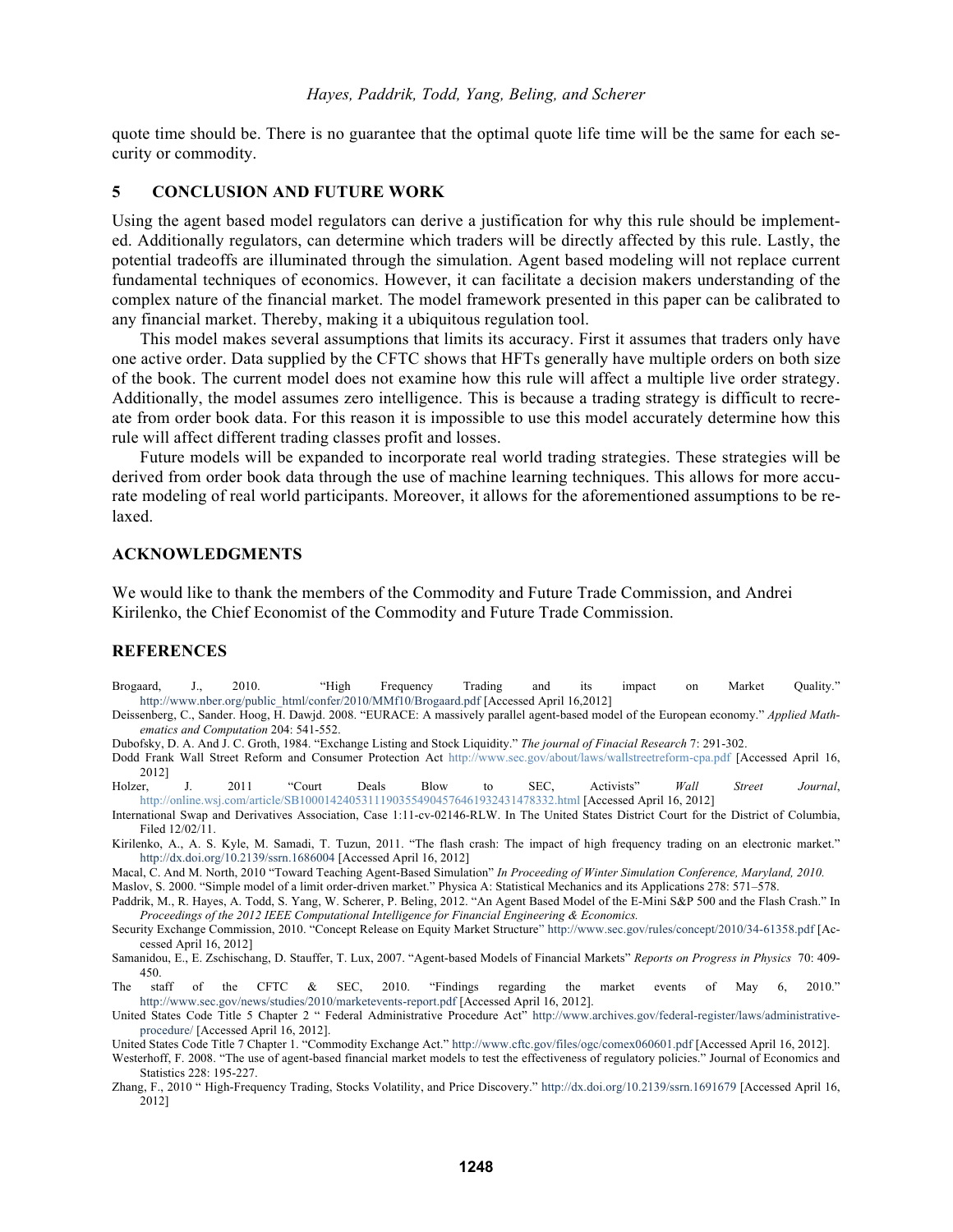quote time should be. There is no guarantee that the optimal quote life time will be the same for each security or commodity.

## 5 CONCLUSION AND FUTURE WORK

Using the agent based model regulators can derive a justification for why this rule should be implemented. Additionally regulators, can determine which traders will be directly affected by this rule. Lastly, the potential tradeoffs are illuminated through the simulation. Agent based modeling will not replace current fundamental techniques of economics. However, it can facilitate a decision makers understanding of the complex nature of the financial market. The model framework presented in this paper can be calibrated to any financial market. Thereby, making it a ubiquitous regulation tool.

This model makes several assumptions that limits its accuracy. First it assumes that traders only have one active order. Data supplied by the CFTC shows that HFTs generally have multiple orders on both size of the book. The current model does not examine how this rule will affect a multiple live order strategy. Additionally, the model assumes zero intelligence. This is because a trading strategy is difficult to recreate from order book data. For this reason it is impossible to use this model accurately determine how this rule will affect different trading classes profit and losses.

Future models will be expanded to incorporate real world trading strategies. These strategies will be derived from order book data through the use of machine learning techniques. This allows for more accurate modeling of real world participants. Moreover, it allows for the aforementioned assumptions to be relaxed.

## ACKNOWLEDGMENTS

We would like to thank the members of the Commodity and Future Trade Commission, and Andrei Kirilenko, the Chief Economist of the Commodity and Future Trade Commission.

## REFERENCES

Brogaard, J., 2010. "High Frequency Trading and its impact on Market Quality." http://www.nber.org/public_html/confer/2010/MMf10/Brogaard.pdf [Accessed April 16,2012]

Deissenberg, C., Sander. Hoog, H. Dawjd. 2008. "EURACE: A massively parallel agent-based model of the European economy." *Applied Mathematics and Computation* 204: 541-552.

Dubofsky, D. A. And J. C. Groth, 1984. "Exchange Listing and Stock Liquidity." *The journal of Finacial Research* 7: 291-302.

Dodd Frank Wall Street Reform and Consumer Protection Act http://www.sec.gov/about/laws/wallstreetreform-cpa.pdf [Accessed April 16, 2012]

Holzer, J. 2011 "Court Deals Blow to SEC, Activists" *Wall Street Journal*, http://online.wsj.com/article/SB10001424053111903554904576461932431478332.html [Accessed April 16, 2012]

International Swap and Derivatives Association, Case 1:11-cv-02146-RLW. In The United States District Court for the District of Columbia, Filed 12/02/11.

Kirilenko, A., A. S. Kyle, M. Samadi, T. Tuzun, 2011. "The flash crash: The impact of high frequency trading on an electronic market." http://dx.doi.org/10.2139/ssrn.1686004 [Accessed April 16, 2012]

Macal, C. And M. North, 2010 "Toward Teaching Agent-Based Simulation" *In Proceeding of Winter Simulation Conference, Maryland, 2010.*

Maslov, S. 2000. "Simple model of a limit order-driven market." Physica A: Statistical Mechanics and its Applications 278: 571–578.

Paddrik, M., R. Hayes, A. Todd, S. Yang, W. Scherer, P. Beling, 2012. "An Agent Based Model of the E-Mini S&P 500 and the Flash Crash." In *Proceedings of the 2012 IEEE Computational Intelligence for Financial Engineering & Economics.*

Security Exchange Commission, 2010. "Concept Release on Equity Market Structure" http://www.sec.gov/rules/concept/2010/34-61358.pdf [Accessed April 16, 2012]

Samanidou, E., E. Zschischang, D. Stauffer, T. Lux, 2007. "Agent-based Models of Financial Markets" *Reports on Progress in Physics* 70: 409-450.

The staff of the CFTC & SEC, 2010. "Findings regarding the market events of May 6, 2010." http://www.sec.gov/news/studies/2010/marketevents-report.pdf [Accessed April 16, 2012].

United States Code Title 5 Chapter 2 " Federal Administrative Procedure Act" http://www.archives.gov/federal-register/laws/administrative-procedure/ [Accessed April 16, 2012].

United States Code Title 7 Chapter 1. "Commodity Exchange Act." http://www.cftc.gov/files/ogc/comex060601.pdf [Accessed April 16, 2012].

Westerhoff, F. 2008. "The use of agent-based financial market models to test the effectiveness of regulatory policies." Journal of Economics and Statistics 228: 195-227.

Zhang, F., 2010 " High-Frequency Trading, Stocks Volatility, and Price Discovery." http://dx.doi.org/10.2139/ssrn.1691679 [Accessed April 16, 2012]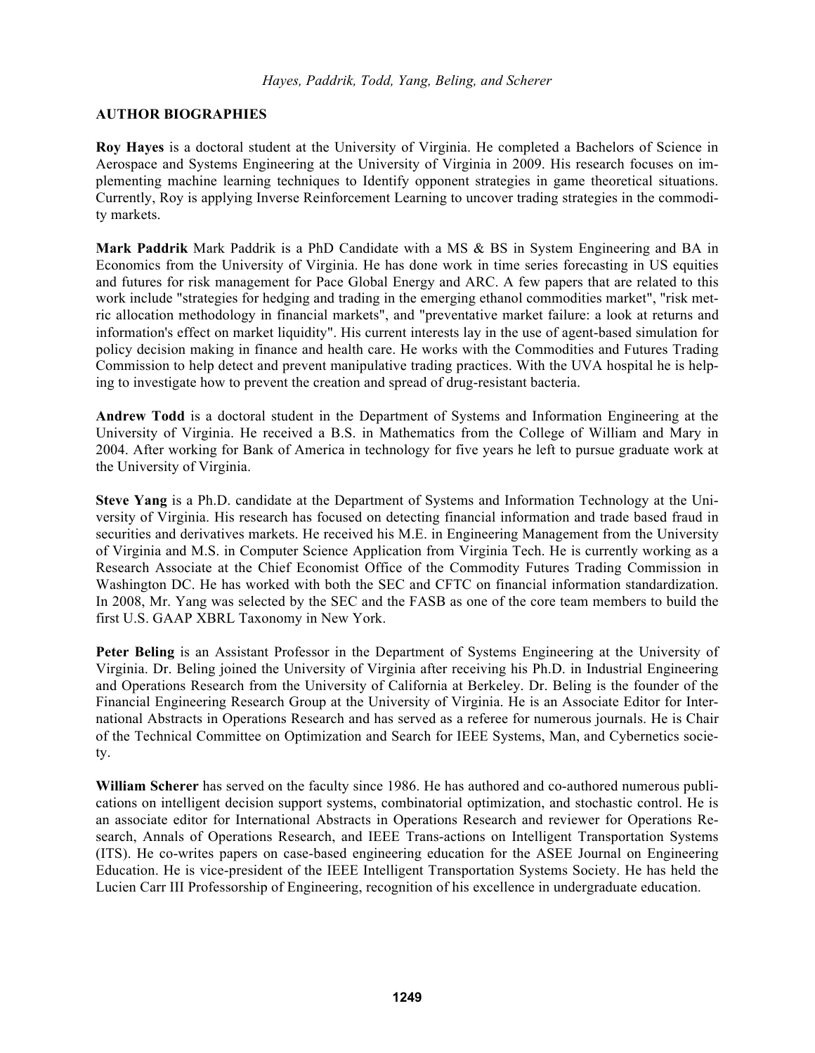## AUTHOR BIOGRAPHIES

**Roy Hayes** is a doctoral student at the University of Virginia. He completed a Bachelors of Science in Aerospace and Systems Engineering at the University of Virginia in 2009. His research focuses on implementing machine learning techniques to Identify opponent strategies in game theoretical situations. Currently, Roy is applying Inverse Reinforcement Learning to uncover trading strategies in the commodity markets.

**Mark Paddrik** Mark Paddrik is a PhD Candidate with a MS & BS in System Engineering and BA in Economics from the University of Virginia. He has done work in time series forecasting in US equities and futures for risk management for Pace Global Energy and ARC. A few papers that are related to this work include "strategies for hedging and trading in the emerging ethanol commodities market", "risk metric allocation methodology in financial markets", and "preventative market failure: a look at returns and information's effect on market liquidity". His current interests lay in the use of agent-based simulation for policy decision making in finance and health care. He works with the Commodities and Futures Trading Commission to help detect and prevent manipulative trading practices. With the UVA hospital he is helping to investigate how to prevent the creation and spread of drug-resistant bacteria.

**Andrew Todd** is a doctoral student in the Department of Systems and Information Engineering at the University of Virginia. He received a B.S. in Mathematics from the College of William and Mary in 2004. After working for Bank of America in technology for five years he left to pursue graduate work at the University of Virginia.

**Steve Yang** is a Ph.D. candidate at the Department of Systems and Information Technology at the University of Virginia. His research has focused on detecting financial information and trade based fraud in securities and derivatives markets. He received his M.E. in Engineering Management from the University of Virginia and M.S. in Computer Science Application from Virginia Tech. He is currently working as a Research Associate at the Chief Economist Office of the Commodity Futures Trading Commission in Washington DC. He has worked with both the SEC and CFTC on financial information standardization. In 2008, Mr. Yang was selected by the SEC and the FASB as one of the core team members to build the first U.S. GAAP XBRL Taxonomy in New York.

**Peter Beling** is an Assistant Professor in the Department of Systems Engineering at the University of Virginia. Dr. Beling joined the University of Virginia after receiving his Ph.D. in Industrial Engineering and Operations Research from the University of California at Berkeley. Dr. Beling is the founder of the Financial Engineering Research Group at the University of Virginia. He is an Associate Editor for International Abstracts in Operations Research and has served as a referee for numerous journals. He is Chair of the Technical Committee on Optimization and Search for IEEE Systems, Man, and Cybernetics society.

**William Scherer** has served on the faculty since 1986. He has authored and co-authored numerous publications on intelligent decision support systems, combinatorial optimization, and stochastic control. He is an associate editor for International Abstracts in Operations Research and reviewer for Operations Research, Annals of Operations Research, and IEEE Trans-actions on Intelligent Transportation Systems (ITS). He co-writes papers on case-based engineering education for the ASEE Journal on Engineering Education. He is vice-president of the IEEE Intelligent Transportation Systems Society. He has held the Lucien Carr III Professorship of Engineering, recognition of his excellence in undergraduate education.